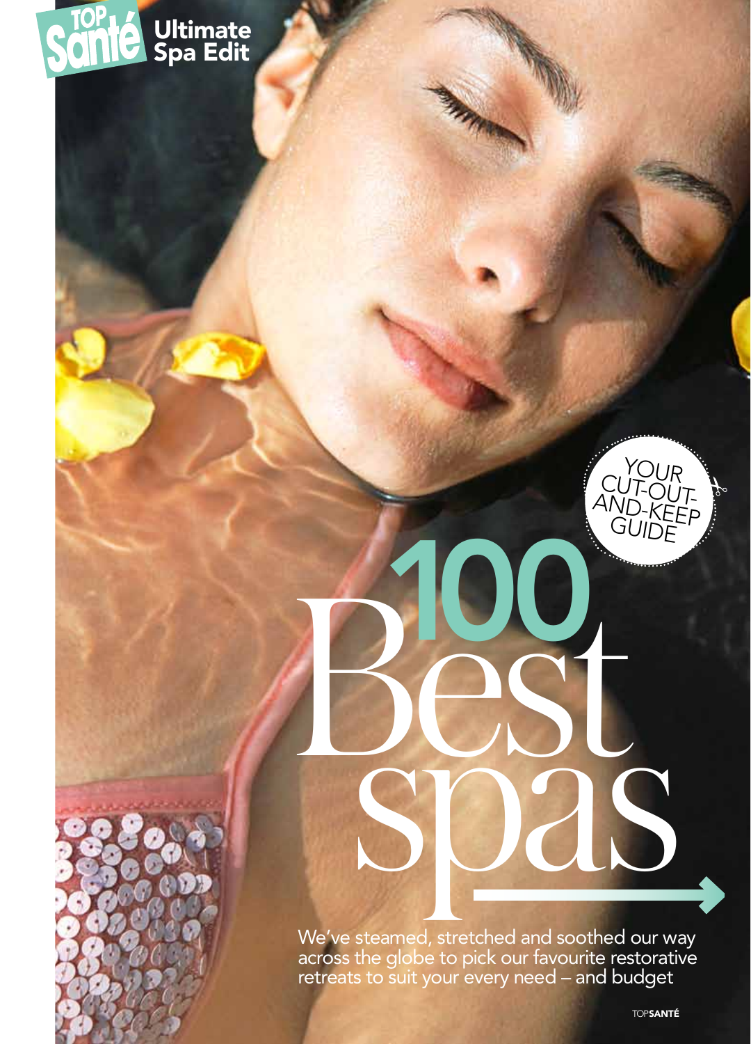Top Santé Ultimate Spa Edit

YOUR CUT-OUT-AND-KEEP GUIDE

# 100 Best spas

We've steamed, stretched and soothed our way across the globe to pick our favourite restorative retreats to suit your every need – and budget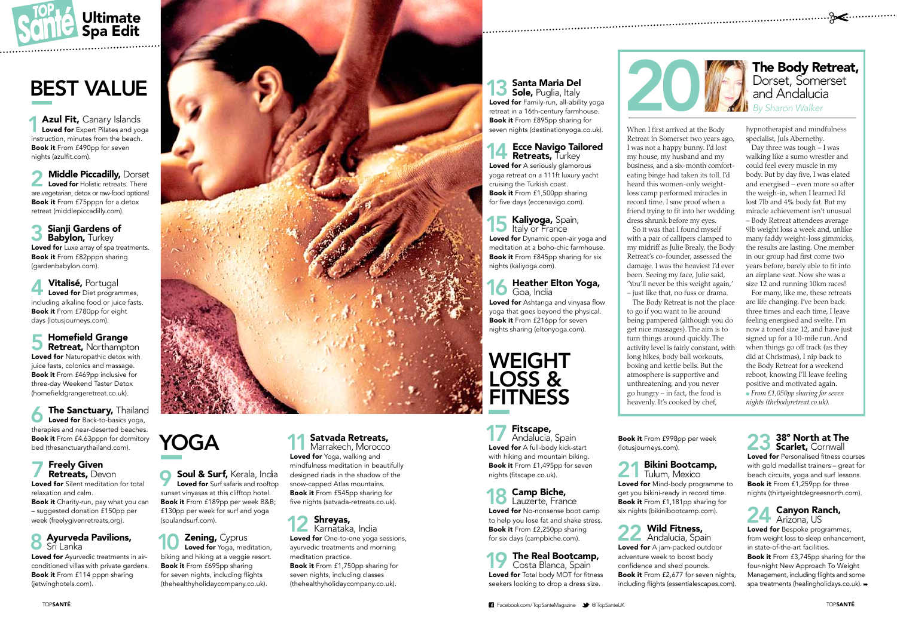# Ultimate Spa Edit

## BEST VALUE

**1 Azul Fit,** Canary Islands
**Loved for** Expert Pilates and yoga instruction, minutes from the beach.
**Book it** From £490pp for seven nights (azulfit.com).

**2 Middle Piccadilly,** Dorset
**Loved for** Holistic retreats. There are vegetarian, detox or raw-food options!
**Book it** From £75pppn for a detox retreat (middlepiccadilly.com).

**3 Sianji Gardens of Babylon,** Turkey
**Loved for** Luxe array of spa treatments.
**Book it** From £82pppn sharing (gardenbabylon.com).

**4 Vitalisé,** Portugal
**Loved for** Diet programmes, including alkaline food or juice fasts.
**Book it** From £780pp for eight days (lotusjourneys.com).

**5 Homefield Grange Retreat,** Northampton
**Loved for** Naturopathic detox with juice fasts, colonics and massage.
**Book it** From £469pp inclusive for three-day Weekend Taster Detox (homefieldgrangeretreat.co.uk).

**6 The Sanctuary,** Thailand
**Loved for** Back-to-basics yoga, therapies and near-deserted beaches.
**Book it** From £4.63pppn for dormitory bed (thesanctuarythailand.com).

**7 Freely Given Retreats,** Devon
**Loved for** Silent meditation for total relaxation and calm.
**Book it** Charity-run, pay what you can – suggested donation £150pp per week (freelygivenretreats.org).

**8 Ayurveda Pavilions,** Sri Lanka
**Loved for** Ayurvedic treatments in air-conditioned villas with private gardens.
**Book it** From £114 pppn sharing (jetwinghotels.com).

## YOGA

**9 Soul & Surf,** Kerala, India
**Loved for** Surf safaris and rooftop sunset vinyasas at this clifftop hotel.
**Book it** From £189pp per week B&B; £130pp per week for surf and yoga (soulandsurf.com).

**10 Zening,** Cyprus
**Loved for** Yoga, meditation, biking and hiking at a veggie resort.
**Book it** From £695pp sharing for seven nights, including flights (thehealthyholidaycompany.co.uk).

**11 Satvada Retreats,** Marrakech, Morocco
**Loved for** Yoga, walking and mindfulness meditation in beautifully designed riads in the shadow of the snow-capped Atlas mountains.
**Book it** From £545pp sharing for five nights (satvada-retreats.co.uk).

**12 Shreyas,** Karnataka, India
**Loved for** One-to-one yoga sessions, ayurvedic treatments and morning meditation practice.
**Book it** From £1,750pp sharing for seven nights, including classes (thehealthyholidaycompany.co.uk).

**13 Santa Maria Del Sole,** Puglia, Italy
**Loved for** Family-run, all-ability yoga retreat in a 16th-century farmhouse.
**Book it** From £895pp sharing for seven nights (destinationyoga.co.uk).

**14 Ecce Navigo Tailored Retreats,** Turkey
**Loved for** A seriously glamorous yoga retreat on a 111ft luxury yacht cruising the Turkish coast.
**Book it** From £1,500pp sharing for five days (eccenavigo.com).

**15 Kaliyoga,** Spain, Italy or France
**Loved for** Dynamic open-air yoga and meditation at a boho-chic farmhouse.
**Book it** From £845pp sharing for six nights (kaliyoga.com).

**16 Heather Elton Yoga,** Goa, India
**Loved for** Ashtanga and vinyasa flow yoga that goes beyond the physical.
**Book it** From £216pp for seven nights sharing (eltonyoga.com).

## 20 The Body Retreat, Dorset, Somerset and Andalucia

*By Sharon Walker*

When I first arrived at the Body Retreat in Somerset two years ago, I was not a happy bunny. I'd lost my house, my husband and my business, and a six-month comfort-eating binge had taken its toll. I'd heard this women-only weight-loss camp performed miracles in record time. I saw proof when a friend trying to fit into her wedding dress shrunk before my eyes.

So it was that I found myself with a pair of callipers clamped to my midriff as Julie Brealy, the Body Retreat's co-founder, assessed the damage. I was the heaviest I'd ever been. Seeing my face, Julie said, 'You'll never be this weight again,' – just like that, no fuss or drama.

The Body Retreat is not the place to go if you want to lie around being pampered (although you do get nice massages). The aim is to turn things around quickly. The activity level is fairly constant, with long hikes, body ball workouts, boxing and kettle bells. But the atmosphere is supportive and unthreatening, and you never go hungry – in fact, the food is heavenly. It's cooked by chef, hypnotherapist and mindfulness specialist, Juls Abernethy.

Day three was tough – I was walking like a sumo wrestler and could feel every muscle in my body. But by day five, I was elated and energised – even more so after the weigh-in, when I learned I'd lost 7lb and 4% body fat. But my miracle achievement isn't unusual – Body Retreat attendees average 9lb weight loss a week and, unlike many faddy weight-loss gimmicks, the results are lasting. One member in our group had first come two years before, barely able to fit into an airplane seat. Now she was a size 12 and running 10km races!

For many, like me, these retreats are life changing. I've been back three times and each time, I leave feeling energised and svelte. I'm now a toned size 12, and have just signed up for a 10-mile run. And when things go off track (as they did at Christmas), I nip back to the Body Retreat for a weekend reboot, knowing I'll leave feeling positive and motivated again.

*• From £1,050pp sharing for seven nights (thebodyretreat.co.uk).*

## WEIGHT LOSS & FITNESS

**17 Fitscape,** Andalucia, Spain
**Loved for** A full-body kick-start with hiking and mountain biking.
**Book it** From £1,495pp for seven nights (fitscape.co.uk).

**18 Camp Biche,** Lauzerte, France
**Loved for** No-nonsense boot camp to help you lose fat and shake stress.
**Book it** From £2,250pp sharing for six days (campbiche.com).

**19 The Real Bootcamp,** Costa Blanca, Spain
**Loved for** Total body MOT for fitness seekers looking to drop a dress size.
**Book it** From £998pp per week (lotusjourneys.com).

**21 Bikini Bootcamp,** Tulum, Mexico
**Loved for** Mind-body programme to get you bikini-ready in record time.
**Book it** From £1,181pp sharing for six nights (bikinibootcamp.com).

**22 Wild Fitness,** Andalucia, Spain
**Loved for** A jam-packed outdoor adventure week to boost body confidence and shed pounds.
**Book it** From £2,677 for seven nights, including flights (essentialescapes.com).

**23 38° North at The Scarlet,** Cornwall
**Loved for** Personalised fitness courses with gold medallist trainers – great for beach circuits, yoga and surf lessons.
**Book it** From £1,259pp for three nights (thirtyeightdegreesnorth.com).

**24 Canyon Ranch,** Arizona, US
**Loved for** Bespoke programmes, from weight loss to sleep enhancement, in state-of-the-art facilities.
**Book it** From £3,745pp sharing for the four-night New Approach To Weight Management, including flights and some spa treatments (healingholidays.co.uk).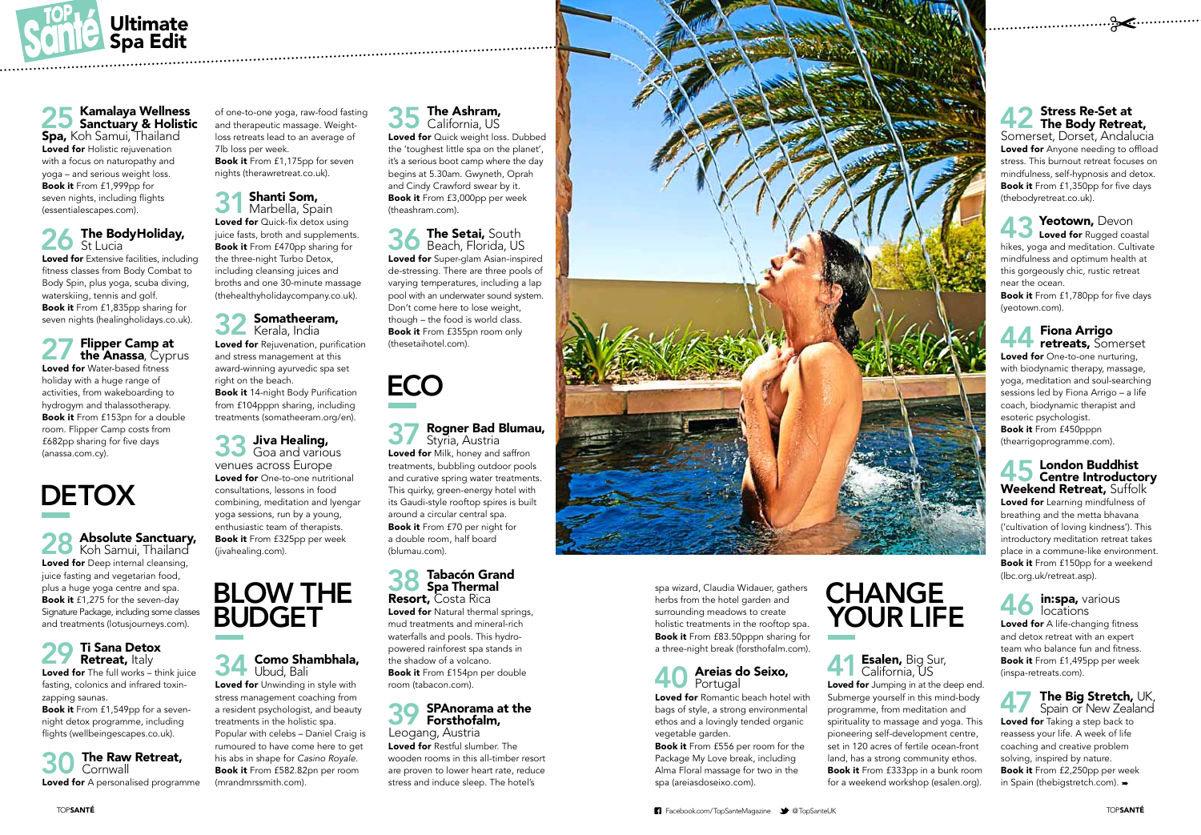# Ultimate Spa Edit

## 25 Kamalaya Wellness Sanctuary & Holistic Spa, Koh Samui, Thailand

**Loved for** Holistic rejuvenation with a focus on naturopathy and yoga – and serious weight loss.
**Book it** From £1,999pp for seven nights, including flights (essentialescapes.com).

## 26 The BodyHoliday, St Lucia

**Loved for** Extensive facilities, including fitness classes from Body Combat to Body Spin, plus yoga, scuba diving, waterskiing, tennis and golf.
**Book it** From £1,835pp sharing for seven nights (healingholidays.co.uk).

## 27 Flipper Camp at the Anassa, Cyprus

**Loved for** Water-based fitness holiday with a huge range of activities, from wakeboarding to hydrogym and thalassotherapy.
**Book it** From £153pn for a double room. Flipper Camp costs from £682pp sharing for five days (anassa.com.cy).

# DETOX

## 28 Absolute Sanctuary, Koh Samui, Thailand

**Loved for** Deep internal cleansing, juice fasting and vegetarian food, plus a huge yoga centre and spa.
**Book it** £1,275 for the seven-day Signature Package, including some classes and treatments (lotusjourneys.com).

## 29 Ti Sana Detox Retreat, Italy

**Loved for** The full works – think juice fasting, colonics and infrared toxin-zapping saunas.
**Book it** From £1,549pp for a seven-night detox programme, including flights (wellbeingescapes.co.uk).

## 30 The Raw Retreat, Cornwall

**Loved for** A personalised programme of one-to-one yoga, raw-food fasting and therapeutic massage. Weight-loss retreats lead to an average of 7lb loss per week.
**Book it** From £1,175pp for seven nights (therawretreat.co.uk).

## 31 Shanti Som, Marbella, Spain

**Loved for** Quick-fix detox using juice fasts, broth and supplements.
**Book it** From £470pp sharing for the three-night Turbo Detox, including cleansing juices and broths and one 30-minute massage (thehealthyholidaycompany.co.uk).

## 32 Somatheeram, Kerala, India

**Loved for** Rejuvenation, purification and stress management at this award-winning ayurvedic spa set right on the beach.
**Book it** 14-night Body Purification from £104pppn sharing, including treatments (somatheeram.org/en).

## 33 Jiva Healing, Goa and various venues across Europe

**Loved for** One-to-one nutritional consultations, lessons in food combining, meditation and Iyengar yoga sessions, run by a young, enthusiastic team of therapists.
**Book it** From £325pp per week (jivahealing.com).

# BLOW THE BUDGET

## 34 Como Shambhala, Ubud, Bali

**Loved for** Unwinding in style with stress management coaching from a resident psychologist, and beauty treatments in the holistic spa. Popular with celebs – Daniel Craig is rumoured to have come here to get his abs in shape for *Casino Royale*.
**Book it** From £582.82pn per room (mrandmrssmith.com).

## 35 The Ashram, California, US

**Loved for** Quick weight loss. Dubbed the 'toughest little spa on the planet', it's a serious boot camp where the day begins at 5.30am. Gwyneth, Oprah and Cindy Crawford swear by it.
**Book it** From £3,000pp per week (theashram.com).

## 36 The Setai, South Beach, Florida, US

**Loved for** Super-glam Asian-inspired de-stressing. There are three pools of varying temperatures, including a lap pool with an underwater sound system. Don't come here to lose weight, though – the food is world class.
**Book it** From £355pn room only (thesetaihotel.com).

# ECO

## 37 Rogner Bad Blumau, Styria, Austria

**Loved for** Milk, honey and saffron treatments, bubbling outdoor pools and curative spring water treatments. This quirky, green-energy hotel with its Gaudi-style rooftop spires is built around a circular central spa.
**Book it** From £70 per night for a double room, half board (blumau.com).

## 38 Tabacón Grand Spa Thermal Resort, Costa Rica

**Loved for** Natural thermal springs, mud treatments and mineral-rich waterfalls and pools. This hydro-powered rainforest spa stands in the shadow of a volcano.
**Book it** From £154pn per double room (tabacon.com).

## 39 SPAnorama at the Forsthofalm, Leogang, Austria

**Loved for** Restful slumber. The wooden rooms in this all-timber resort are proven to lower heart rate, reduce stress and induce sleep. The hotel's spa wizard, Claudia Widauer, gathers herbs from the hotel garden and surrounding meadows to create holistic treatments in the rooftop spa.
**Book it** From £83.50pppn sharing for a three-night break (forsthofalm.com).

## 40 Areias do Seixo, Portugal

**Loved for** Romantic beach hotel with bags of style, a strong environmental ethos and a lovingly tended organic vegetable garden.
**Book it** From £556 per room for the Package My Love break, including Alma Floral massage for two in the spa (areiasdoseixo.com).

# CHANGE YOUR LIFE

## 41 Esalen, Big Sur, California, US

**Loved for** Jumping in at the deep end. Submerge yourself in this mind-body programme, from meditation and spirituality to massage and yoga. This pioneering self-development centre, set in 120 acres of fertile ocean-front land, has a strong community ethos.
**Book it** From £333pp in a bunk room for a weekend workshop (esalen.org).

## 42 Stress Re-Set at The Body Retreat, Somerset, Dorset, Andalucia

**Loved for** Anyone needing to offload stress. This burnout retreat focuses on mindfulness, self-hypnosis and detox.
**Book it** From £1,350pp for five days (thebodyretreat.co.uk).

## 43 Yeotown, Devon

**Loved for** Rugged coastal hikes, yoga and meditation. Cultivate mindfulness and optimum health at this gorgeously chic, rustic retreat near the ocean.
**Book it** From £1,780pp for five days (yeotown.com).

## 44 Fiona Arrigo retreats, Somerset

**Loved for** One-to-one nurturing, with biodynamic therapy, massage, yoga, meditation and soul-searching sessions led by Fiona Arrigo – a life coach, biodynamic therapist and esoteric psychologist.
**Book it** From £450pppn (thearrigoprogramme.com).

## 45 London Buddhist Centre Introductory Weekend Retreat, Suffolk

**Loved for** Learning mindfulness of breathing and the metta bhavana ('cultivation of loving kindness'). This introductory meditation retreat takes place in a commune-like environment.
**Book it** From £150pp for a weekend (lbc.org.uk/retreat.asp).

## 46 in:spa, various locations

**Loved for** A life-changing fitness and detox retreat with an expert team who balance fun and fitness.
**Book it** From £1,495pp per week (inspa-retreats.com).

## 47 The Big Stretch, UK, Spain or New Zealand

**Loved for** Taking a step back to reassess your life. A week of life coaching and creative problem solving, inspired by nature.
**Book it** From £2,250pp per week in Spain (thebigstretch.com).

Facebook.com/TopSanteMagazine @TopSanteUK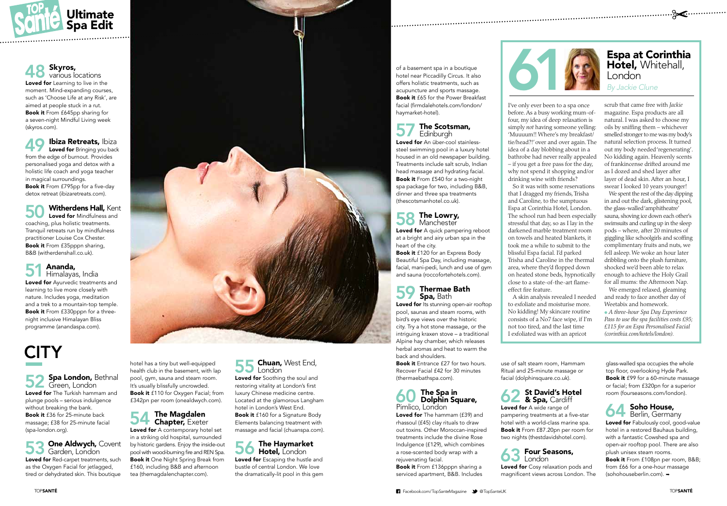# Top Santé Ultimate Spa Edit

## 48 Skyros, various locations

**Loved for** Learning to live in the moment. Mind-expanding courses, such as 'Choose Life at any Risk', are aimed at people stuck in a rut.
**Book it** From £645pp sharing for a seven-night Mindful Living week (skyros.com).

## 49 Ibiza Retreats, Ibiza

**Loved for** Bringing you back from the edge of burnout. Provides personalised yoga and detox with a holistic life coach and yoga teacher in magical surroundings.
**Book it** From £795pp for a five-day detox retreat (ibizaretreats.com).

## 50 Witherdens Hall, Kent

**Loved for** Mindfulness and coaching, plus holistic treatments. Tranquil retreats run by mindfulness practitioner Louise Cox Chester.
**Book it** From £35pppn sharing, B&B (witherdenshall.co.uk).

## 51 Ananda, Himalayas, India

**Loved for** Ayurvedic treatments and learning to live more closely with nature. Includes yoga, meditation and a trek to a mountain-top temple.
**Book it** From £330pppn for a three-night inclusive Himalayan Bliss programme (anandaspa.com).

# CITY

## 52 Spa London, Bethnal Green, London

**Loved for** The Turkish hammam and plunge pools – serious indulgence without breaking the bank.
**Book it** £36 for 25-minute back massage; £38 for 25-minute facial (spa-london.org).

## 53 One Aldwych, Covent Garden, London

**Loved for** Red-carpet treatments, such as the Oxygen Facial for jetlagged, tired or dehydrated skin. This boutique hotel has a tiny but well-equipped health club in the basement, with lap pool, gym, sauna and steam room. It's usually blissfully uncrowded.
**Book it** £110 for Oxygen Facial; from £342pn per room (onealdwych.com).

## 54 The Magdalen Chapter, Exeter

**Loved for** A contemporary hotel set in a striking old hospital, surrounded by historic gardens. Enjoy the inside-out pool with wood-burning fire and REN Spa.
**Book it** One Night Spring Break from £160, including B&B and afternoon tea (themagdalenchapter.com).

## 55 Chuan, West End, London

**Loved for** Soothing the soul and restoring vitality at London's first luxury Chinese medicine centre. Located at the glamorous Langham hotel in London's West End.
**Book it** £160 for a Signature Body Elements balancing treatment with massage and facial (chuanspa.com).

## 56 The Haymarket Hotel, London

**Loved for** Escaping the hustle and bustle of central London. We love the dramatically-lit pool in this gem of a basement spa in a boutique hotel near Piccadilly Circus. It also offers holistic treatments, such as acupuncture and sports massage.
**Book it** £65 for the Power Breakfast facial (firmdalehotels.com/london/haymarket-hotel).

## 57 The Scotsman, Edinburgh

**Loved for** An über-cool stainless-steel swimming pool in a luxury hotel housed in an old newspaper building. Treatments include salt scrub, Indian head massage and hydrating facial.
**Book it** From £540 for a two-night spa package for two, including B&B, dinner and three spa treatments (thescotsmanhotel.co.uk).

## 58 The Lowry, Manchester

**Loved for** A quick pampering reboot at a bright and airy urban spa in the heart of the city.
**Book it** £120 for an Express Body Beautiful Spa Day, including massage, facial, mani-pedi, lunch and use of gym and sauna (roccofortehotels.com).

## 59 Thermae Bath Spa, Bath

**Loved for** Its stunning open-air rooftop pool, saunas and steam rooms, with bird's eye views over the historic city. Try a hot stone massage, or the intriguing kraxen stove – a traditional Alpine hay chamber, which releases herbal aromas and heat to warm the back and shoulders.
**Book it** Entrance £27 for two hours. Recover Facial £42 for 30 minutes (thermaebathspa.com).

## 60 The Spa in Dolphin Square, Pimlico, London

**Loved for** The hammam (£39) and rhassoul (£45) clay rituals to draw out toxins. Other Moroccan-inspired treatments include the divine Rose Indulgence (£129), which combines a rose-scented body wrap with a rejuvenating facial.
**Book it** From £136pppn sharing a serviced apartment, B&B. Includes use of salt steam room, Hammam Ritual and 25-minute massage or facial (dolphinsquare.co.uk).

## 61 Espa at Corinthia Hotel, Whitehall, London

*By Jackie Clune*

I've only ever been to a spa once before. As a busy working mum-of-four, my idea of deep relaxation is simply *not* having someone yelling: 'Muuuum!! Where's my breakfast/tie/head?!' over and over again. The idea of a day blobbing about in a bathrobe had never really appealed – if you get a free pass for the day, why not spend it shopping and/or drinking wine with friends?

So it was with some reservations that I dragged my friends, Trisha and Caroline, to the sumptuous Espa at Corinthia Hotel, London. The school run had been especially stressful that day, so as I lay in the darkened marble treatment room on towels and heated blankets, it took me a while to submit to the blissful Espa facial. I'd parked Trisha and Caroline in the thermal area, where they'd flopped down on heated stone beds, hypnotically close to a state-of-the-art flame-effect fire feature.

A skin analysis revealed I needed to exfoliate and moisturise more. No kidding! My skincare routine consists of a No7 face wipe, if I'm not too tired, and the last time I exfoliated was with an apricot scrub that came free with *Jackie* magazine. Espa products are all natural. I was asked to choose my oils by sniffing them – whichever smelled stronger to me was my body's natural selection process. It turned out my body needed 'regenerating'. No kidding again. Heavenly scents of frankincense drifted around me as I dozed and shed layer after layer of dead skin. After an hour, I swear I looked 10 years younger!

We spent the rest of the day dipping in and out the dark, glistening pool, the glass-walled 'amphitheatre' sauna, shoving ice down each other's swimsuits and curling up in the sleep pods – where, after 20 minutes of giggling like schoolgirls and scoffing complimentary fruits and nuts, we fell asleep. We woke an hour later dribbling onto the plush furniture, shocked we'd been able to relax enough to achieve the Holy Grail for all mums: the Afternoon Nap.

We emerged relaxed, gleaming and ready to face another day of Weetabix and homework.

● *A three-hour Spa Day Experience Pass to use the spa facilities costs £95; £115 for an Espa Personalised Facial (corinthia.com/hotels/london).*

## 62 St David's Hotel & Spa, Cardiff

**Loved for** A wide range of pampering treatments at a five-star hotel with a world-class marine spa.
**Book it** From £87.20pn per room for two nights (thestdavidshotel.com).

## 63 Four Seasons, London

**Loved for** Cosy relaxation pods and magnificent views across London. The glass-walled spa occupies the whole top floor, overlooking Hyde Park.
**Book it** £99 for a 60-minute massage or facial; from £320pn for a superior room (fourseasons.com/london).

## 64 Soho House, Berlin, Germany

**Loved for** Fabulously cool, good-value hotel in a restored Bauhaus building, with a fantastic Cowshed spa and open-air rooftop pool. There are also plush unisex steam rooms.
**Book it** From £108pn per room, B&B; from £66 for a one-hour massage (sohohouseberlin.com).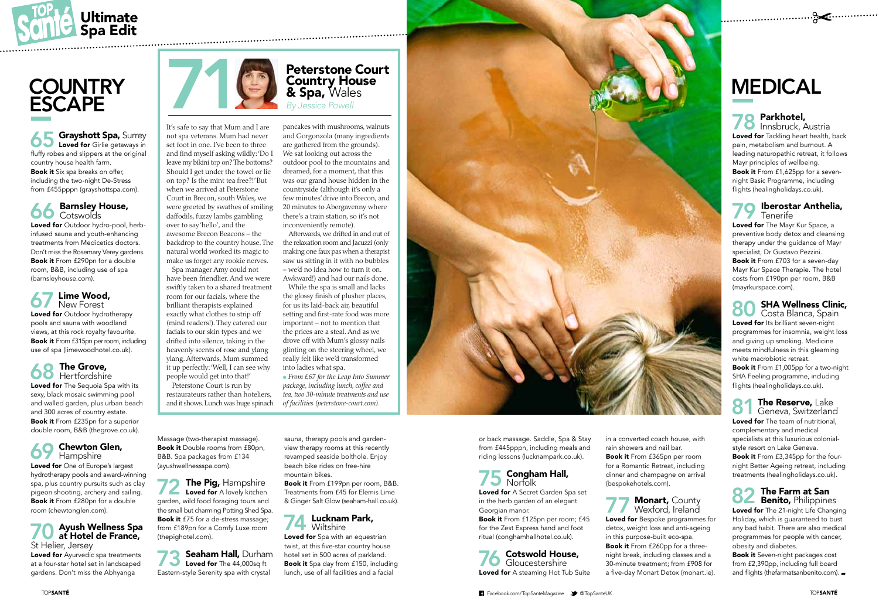# COUNTRY ESCAPE

**65 Grayshott Spa,** Surrey
**Loved for** Girlie getaways in fluffy robes and slippers at the original country house health farm.
**Book it** Six spa breaks on offer, including the two-night De-Stress from £455pppn (grayshottspa.com).

**66 Barnsley House,** Cotswolds
**Loved for** Outdoor hydro-pool, herb-infused sauna and youth-enhancing treatments from Medicetics doctors. Don't miss the Rosemary Verey gardens.
**Book it** From £290pn for a double room, B&B, including use of spa (barnsleyhouse.com).

**67 Lime Wood,** New Forest
**Loved for** Outdoor hydrotherapy pools and sauna with woodland views, at this rock royalty favourite.
**Book it** From £315pn per room, including use of spa (limewoodhotel.co.uk).

**68 The Grove,** Hertfordshire
**Loved for** The Sequoia Spa with its sexy, black mosaic swimming pool and walled garden, plus urban beach and 300 acres of country estate.
**Book it** From £235pn for a superior double room, B&B (thegrove.co.uk).

**69 Chewton Glen,** Hampshire
**Loved for** One of Europe's largest hydrotherapy pools and award-winning spa, plus country pursuits such as clay pigeon shooting, archery and sailing.
**Book it** From £280pn for a double room (chewtonglen.com).

**70 Ayush Wellness Spa at Hotel de France,** St Helier, Jersey
**Loved for** Ayurvedic spa treatments at a four-star hotel set in landscaped gardens. Don't miss the Abhyanga Massage (two-therapist massage).
**Book it** Double rooms from £80pn, B&B. Spa packages from £134 (ayushwellnessspa.com).

## 71 Peterstone Court Country House & Spa, Wales

*By Jessica Powell*

It's safe to say that Mum and I are not spa veterans. Mum had never set foot in one. I've been to three and find myself asking wildly: 'Do I leave my bikini top on? The bottoms? Should I get under the towel or lie on top? Is the mint tea free?!' But when we arrived at Peterstone Court in Brecon, south Wales, we were greeted by swathes of smiling daffodils, fuzzy lambs gambling over to say 'hello', and the awesome Brecon Beacons – the backdrop to the country house. The natural world worked its magic to make us forget any rookie nerves.

Spa manager Amy could not have been friendlier. And we were swiftly taken to a shared treatment room for our facials, where the brilliant therapists explained exactly what clothes to strip off (mind readers!). They catered our facials to our skin types and we drifted into silence, taking in the heavenly scents of rose and ylang ylang. Afterwards, Mum summed it up perfectly: 'Well, I can see why people would get into that!'

Peterstone Court is run by restaurateurs rather than hoteliers, and it shows. Lunch was huge spinach pancakes with mushrooms, walnuts and Gorgonzola (many ingredients are gathered from the grounds). We sat looking out across the outdoor pool to the mountains and dreamed, for a moment, that this was our grand house hidden in the countryside (although it's only a few minutes' drive into Brecon, and 20 minutes to Abergavenny where there's a train station, so it's not inconveniently remote).

Afterwards, we drifted in and out of the relaxation room and Jacuzzi (only making one faux pas when a therapist saw us sitting in it with no bubbles – we'd no idea how to turn it on. Awkward!) and had our nails done.

While the spa is small and lacks the glossy finish of plusher places, for us its laid-back air, beautiful setting and first-rate food was more important – not to mention that the prices are a steal. And as we drove off with Mum's glossy nails glinting on the steering wheel, we really felt like we'd transformed into ladies what spa.

● *From £67 for the Leap Into Summer package, including lunch, coffee and tea, two 30-minute treatments and use of facilities (peterstone-court.com).*

**72 The Pig,** Hampshire
**Loved for** A lovely kitchen garden, wild food foraging tours and the small but charming Potting Shed Spa.
**Book it** £75 for a de-stress massage; from £189pn for a Comfy Luxe room (thepighotel.com).

**73 Seaham Hall,** Durham
**Loved for** The 44,000sq ft Eastern-style Serenity spa with crystal sauna, therapy pools and garden-view therapy rooms at this recently revamped seaside bolthole. Enjoy beach bike rides on free-hire mountain bikes.
**Book it** From £199pn per room, B&B. Treatments from £45 for Elemis Lime & Ginger Salt Glow (seaham-hall.co.uk).

**74 Lucknam Park,** Wiltshire
**Loved for** Spa with an equestrian twist, at this five-star country house hotel set in 500 acres of parkland.
**Book it** Spa day from £150, including lunch, use of all facilities and a facial or back massage. Saddle, Spa & Stay from £445pppn, including meals and riding lessons (lucknampark.co.uk).

**75 Congham Hall,** Norfolk
**Loved for** A Secret Garden Spa set in the herb garden of an elegant Georgian manor.
**Book it** From £125pn per room; £45 for the Zest Express hand and foot ritual (conghamhallhotel.co.uk).

**76 Cotswold House,** Gloucestershire
**Loved for** A steaming Hot Tub Suite in a converted coach house, with rain showers and nail bar.
**Book it** From £365pn per room for a Romantic Retreat, including dinner and champagne on arrival (bespokehotels.com).

**77 Monart,** County Wexford, Ireland
**Loved for** Bespoke programmes for detox, weight loss and anti-ageing in this purpose-built eco-spa.
**Book it** From £260pp for a three-night break, including classes and a 30-minute treatment; from £908 for a five-day Monart Detox (monart.ie).

# MEDICAL

**78 Parkhotel,** Innsbruck, Austria
**Loved for** Tackling heart health, back pain, metabolism and burnout. A leading naturopathic retreat, it follows Mayr principles of wellbeing.
**Book it** From £1,625pp for a seven-night Basic Programme, including flights (healingholidays.co.uk).

**79 Iberostar Anthelia,** Tenerife
**Loved for** The Mayr Kur Space, a preventive body detox and cleansing therapy under the guidance of Mayr specialist, Dr Gustavo Pezzini.
**Book it** From £703 for a seven-day Mayr Kur Space Therapie. The hotel costs from £190pn per room, B&B (mayrkurspace.com).

**80 SHA Wellness Clinic,** Costa Blanca, Spain
**Loved for** Its brilliant seven-night programmes for insomnia, weight loss and giving up smoking. Medicine meets mindfulness in this gleaming white macrobiotic retreat.
**Book it** From £1,005pp for a two-night SHA Feeling programme, including flights (healingholidays.co.uk).

**81 The Reserve,** Lake Geneva, Switzerland
**Loved for** The team of nutritional, complementary and medical specialists at this luxurious colonial-style resort on Lake Geneva.
**Book it** From £3,345pp for the four-night Better Ageing retreat, including treatments (healingholidays.co.uk).

**82 The Farm at San Benito,** Philippines
**Loved for** The 21-night Life Changing Holiday, which is guaranteed to bust any bad habit. There are also medical programmes for people with cancer, obesity and diabetes.
**Book it** Seven-night packages cost from £2,390pp, including full board and flights (thefarmatsanbenito.com).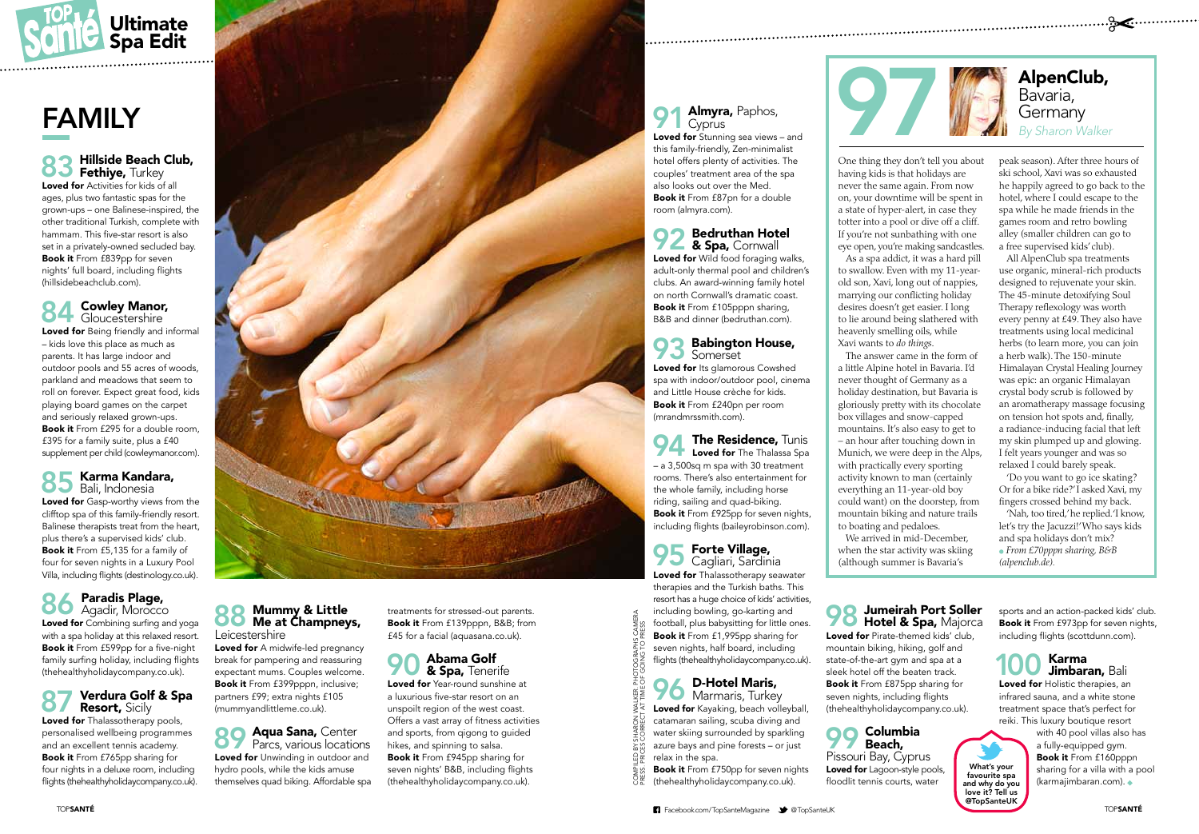# FAMILY

### 83 Hillside Beach Club, Fethiye, Turkey

**Loved for** Activities for kids of all ages, plus two fantastic spas for the grown-ups – one Balinese-inspired, the other traditional Turkish, complete with hammam. This five-star resort is also set in a privately-owned secluded bay. **Book it** From £839pp for seven nights' full board, including flights (hillsidebeachclub.com).

### 84 Cowley Manor, Gloucestershire

**Loved for** Being friendly and informal – kids love this place as much as parents. It has large indoor and outdoor pools and 55 acres of woods, parkland and meadows that seem to roll on forever. Expect great food, kids playing board games on the carpet and seriously relaxed grown-ups. **Book it** From £295 for a double room, £395 for a family suite, plus a £40 supplement per child (cowleymanor.com).

### 85 Karma Kandara, Bali, Indonesia

**Loved for** Gasp-worthy views from the clifftop spa of this family-friendly resort. Balinese therapists treat from the heart, plus there's a supervised kids' club. **Book it** From £5,135 for a family of four for seven nights in a Luxury Pool Villa, including flights (destinology.co.uk).

### 86 Paradis Plage, Agadir, Morocco

**Loved for** Combining surfing and yoga with a spa holiday at this relaxed resort. **Book it** From £599pp for a five-night family surfing holiday, including flights (thehealthyholidaycompany.co.uk).

### 87 Verdura Golf & Spa Resort, Sicily

**Loved for** Thalassotherapy pools, personalised wellbeing programmes and an excellent tennis academy. **Book it** From £765pp sharing for four nights in a deluxe room, including flights (thehealthyholidaycompany.co.uk).

### 88 Mummy & Little Me at Champneys, Leicestershire

**Loved for** A midwife-led pregnancy break for pampering and reassuring expectant mums. Couples welcome. **Book it** From £399pppn, inclusive; partners £99; extra nights £105 (mummyandlittleme.co.uk).

### 89 Aqua Sana, Center Parcs, various locations

**Loved for** Unwinding in outdoor and hydro pools, while the kids amuse themselves quad biking. Affordable spa treatments for stressed-out parents. **Book it** From £139pppn, B&B; from £45 for a facial (aquasana.co.uk).

### 90 Abama Golf & Spa, Tenerife

**Loved for** Year-round sunshine at a luxurious five-star resort on an unspoilt region of the west coast. Offers a vast array of fitness activities and sports, from qigong to guided hikes, and spinning to salsa. **Book it** From £945pp sharing for seven nights' B&B, including flights (thehealthyholidaycompany.co.uk).

### 91 Almyra, Paphos, Cyprus

**Loved for** Stunning sea views – and this family-friendly, Zen-minimalist hotel offers plenty of activities. The couples' treatment area of the spa also looks out over the Med. **Book it** From £87pn for a double room (almyra.com).

### 92 Bedruthan Hotel & Spa, Cornwall

**Loved for** Wild food foraging walks, adult-only thermal pool and children's clubs. An award-winning family hotel on north Cornwall's dramatic coast. **Book it** From £105pppn sharing, B&B and dinner (bedruthan.com).

### 93 Babington House, Somerset

**Loved for** Its glamorous Cowshed spa with indoor/outdoor pool, cinema and Little House crèche for kids. **Book it** From £240pn per room (mrandmrssmith.com).

### 94 The Residence, Tunis

**Loved for** The Thalassa Spa – a 3,500sq m spa with 30 treatment rooms. There's also entertainment for the whole family, including horse riding, sailing and quad-biking. **Book it** From £925pp for seven nights, including flights (baileyrobinson.com).

### 95 Forte Village, Cagliari, Sardinia

**Loved for** Thalassotherapy seawater therapies and the Turkish baths. This resort has a huge choice of kids' activities, including bowling, go-karting and football, plus babysitting for little ones. **Book it** From £1,995pp sharing for seven nights, half board, including flights (thehealthyholidaycompany.co.uk).

### 96 D-Hotel Maris, Marmaris, Turkey

**Loved for** Kayaking, beach volleyball, catamaran sailing, scuba diving and water skiing surrounded by sparkling azure bays and pine forests – or just relax in the spa. **Book it** From £750pp for seven nights (thehealthyholidaycompany.co.uk).

COMPILED BY SHARON WALKER. PHOTOGRAPHS CAMERA PRESS. PRICES CORRECT AT TIME OF GOING TO PRESS

### 97 AlpenClub, Bavaria, Germany

*By Sharon Walker*

One thing they don't tell you about having kids is that holidays are never the same again. From now on, your downtime will be spent in a state of hyper-alert, in case they totter into a pool or dive off a cliff. If you're not sunbathing with one eye open, you're making sandcastles.

As a spa addict, it was a hard pill to swallow. Even with my 11-year-old son, Xavi, long out of nappies, marrying our conflicting holiday desires doesn't get easier. I long to lie around being slathered with heavenly smelling oils, while Xavi wants to *do things*.

The answer came in the form of a little Alpine hotel in Bavaria. I'd never thought of Germany as a holiday destination, but Bavaria is gloriously pretty with its chocolate box villages and snow-capped mountains. It's also easy to get to – an hour after touching down in Munich, we were deep in the Alps, with practically every sporting activity known to man (certainly everything an 11-year-old boy could want) on the doorstep, from mountain biking and nature trails to boating and pedaloes.

We arrived in mid-December, when the star activity was skiing (although summer is Bavaria's peak season). After three hours of ski school, Xavi was so exhausted he happily agreed to go back to the hotel, where I could escape to the spa while he made friends in the games room and retro bowling alley (smaller children can go to a free supervised kids' club).

All AlpenClub spa treatments use organic, mineral-rich products designed to rejuvenate your skin. The 45-minute detoxifying Soul Therapy reflexology was worth every penny at £49. They also have treatments using local medicinal herbs (to learn more, you can join a herb walk). The 150-minute Himalayan Crystal Healing Journey was epic: an organic Himalayan crystal body scrub is followed by an aromatherapy massage focusing on tension hot spots and, finally, a radiance-inducing facial that left my skin plumped up and glowing. I felt years younger and was so relaxed I could barely speak.

'Do you want to go ice skating? Or for a bike ride?' I asked Xavi, my fingers crossed behind my back.

'Nah, too tired,' he replied. 'I know, let's try the Jacuzzi!' Who says kids and spa holidays don't mix?

*From £70pppn sharing, B&B (alpenclub.de).*

### 98 Jumeirah Port Soller Hotel & Spa, Majorca

**Loved for** Pirate-themed kids' club, mountain biking, hiking, golf and state-of-the-art gym and spa at a sleek hotel off the beaten track. **Book it** From £875pp sharing for seven nights, including flights (thehealthyholidaycompany.co.uk).

### 99 Columbia Beach, Pissouri Bay, Cyprus

**Loved for** Lagoon-style pools, floodlit tennis courts, water sports and an action-packed kids' club. **Book it** From £973pp for seven nights, including flights (scottdunn.com).

### 100 Karma Jimbaran, Bali

**Loved for** Holistic therapies, an infrared sauna, and a white stone treatment space that's perfect for reiki. This luxury boutique resort with 40 pool villas also has a fully-equipped gym. **Book it** From £160pppn sharing for a villa with a pool (karmajimbaran.com).

What's your favourite spa and why do you love it? Tell us @TopSanteUK

Facebook.com/TopSanteMagazine @TopSanteUK